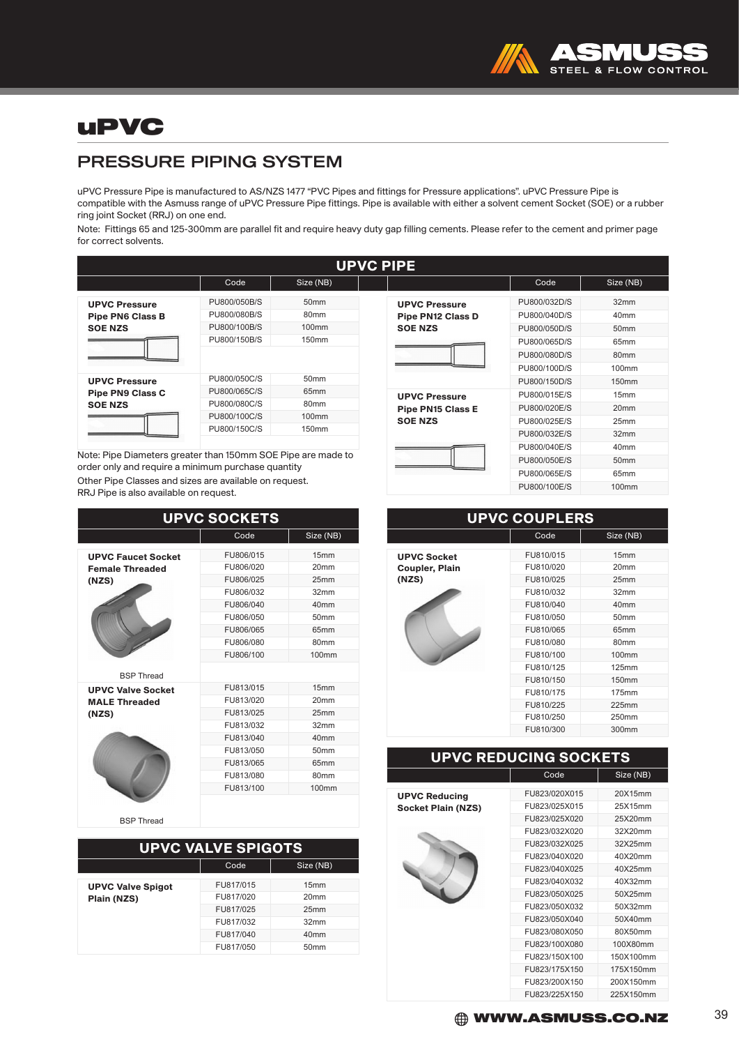# uPVC

## PRESSURE PIPING SYSTEM

uPVC Pressure Pipe is manufactured to AS/NZS 1477 "PVC Pipes and fittings for Pressure applications". uPVC Pressure Pipe is compatible with the Asmuss range of uPVC Pressure Pipe fittings. Pipe is available with either a solvent cement Socket (SOE) or a rubber ring joint Socket (RRJ) on one end.

Note: Fittings 65 and 125-300mm are parallel fit and require heavy duty gap filling cements. Please refer to the cement and primer page for correct solvents.

### UPVC PIPE

| | Code | Size (NB) |
|---|---|---|
| **UPVC Pressure Pipe PN6 Class B SOE NZS** | PU800/050B/S | 50mm |
| | PU800/080B/S | 80mm |
| | PU800/100B/S | 100mm |
| | PU800/150B/S | 150mm |
| **UPVC Pressure Pipe PN9 Class C SOE NZS** | PU800/050C/S | 50mm |
| | PU800/065C/S | 65mm |
| | PU800/080C/S | 80mm |
| | PU800/100C/S | 100mm |
| | PU800/150C/S | 150mm |

Note: Pipe Diameters greater than 150mm SOE Pipe are made to order only and require a minimum purchase quantity

Other Pipe Classes and sizes are available on request.

RRJ Pipe is also available on request.

| | Code | Size (NB) |
|---|---|---|
| **UPVC Pressure Pipe PN12 Class D SOE NZS** | PU800/032D/S | 32mm |
| | PU800/040D/S | 40mm |
| | PU800/050D/S | 50mm |
| | PU800/065D/S | 65mm |
| | PU800/080D/S | 80mm |
| | PU800/100D/S | 100mm |
| | PU800/150D/S | 150mm |
| **UPVC Pressure Pipe PN15 Class E SOE NZS** | PU800/015E/S | 15mm |
| | PU800/020E/S | 20mm |
| | PU800/025E/S | 25mm |
| | PU800/032E/S | 32mm |
| | PU800/040E/S | 40mm |
| | PU800/050E/S | 50mm |
| | PU800/065E/S | 65mm |
| | PU800/100E/S | 100mm |

### UPVC SOCKETS

| | Code | Size (NB) |
|---|---|---|
| **UPVC Faucet Socket Female Threaded (NZS)** | FU806/015 | 15mm |
| | FU806/020 | 20mm |
| | FU806/025 | 25mm |
| | FU806/032 | 32mm |
| | FU806/040 | 40mm |
| | FU806/050 | 50mm |
| | FU806/065 | 65mm |
| | FU806/080 | 80mm |
| BSP Thread | FU806/100 | 100mm |
| **UPVC Valve Socket MALE Threaded (NZS)** | FU813/015 | 15mm |
| | FU813/020 | 20mm |
| | FU813/025 | 25mm |
| | FU813/032 | 32mm |
| | FU813/040 | 40mm |
| | FU813/050 | 50mm |
| | FU813/065 | 65mm |
| | FU813/080 | 80mm |
| BSP Thread | FU813/100 | 100mm |

### UPVC VALVE SPIGOTS

| | Code | Size (NB) |
|---|---|---|
| **UPVC Valve Spigot Plain (NZS)** | FU817/015 | 15mm |
| | FU817/020 | 20mm |
| | FU817/025 | 25mm |
| | FU817/032 | 32mm |
| | FU817/040 | 40mm |
| | FU817/050 | 50mm |

### UPVC COUPLERS

| | Code | Size (NB) |
|---|---|---|
| **UPVC Socket Coupler, Plain (NZS)** | FU810/015 | 15mm |
| | FU810/020 | 20mm |
| | FU810/025 | 25mm |
| | FU810/032 | 32mm |
| | FU810/040 | 40mm |
| | FU810/050 | 50mm |
| | FU810/065 | 65mm |
| | FU810/080 | 80mm |
| | FU810/100 | 100mm |
| | FU810/125 | 125mm |
| | FU810/150 | 150mm |
| | FU810/175 | 175mm |
| | FU810/225 | 225mm |
| | FU810/250 | 250mm |
| | FU810/300 | 300mm |

### UPVC REDUCING SOCKETS

| | Code | Size (NB) |
|---|---|---|
| **UPVC Reducing Socket Plain (NZS)** | FU823/020X015 | 20X15mm |
| | FU823/025X015 | 25X15mm |
| | FU823/025X020 | 25X20mm |
| | FU823/032X020 | 32X20mm |
| | FU823/032X025 | 32X25mm |
| | FU823/040X020 | 40X20mm |
| | FU823/040X025 | 40X25mm |
| | FU823/040X032 | 40X32mm |
| | FU823/050X025 | 50X25mm |
| | FU823/050X032 | 50X32mm |
| | FU823/050X040 | 50X40mm |
| | FU823/080X050 | 80X50mm |
| | FU823/100X080 | 100X80mm |
| | FU823/150X100 | 150X100mm |
| | FU823/175X150 | 175X150mm |
| | FU823/200X150 | 200X150mm |
| | FU823/225X150 | 225X150mm |

WWW.ASMUSS.CO.NZ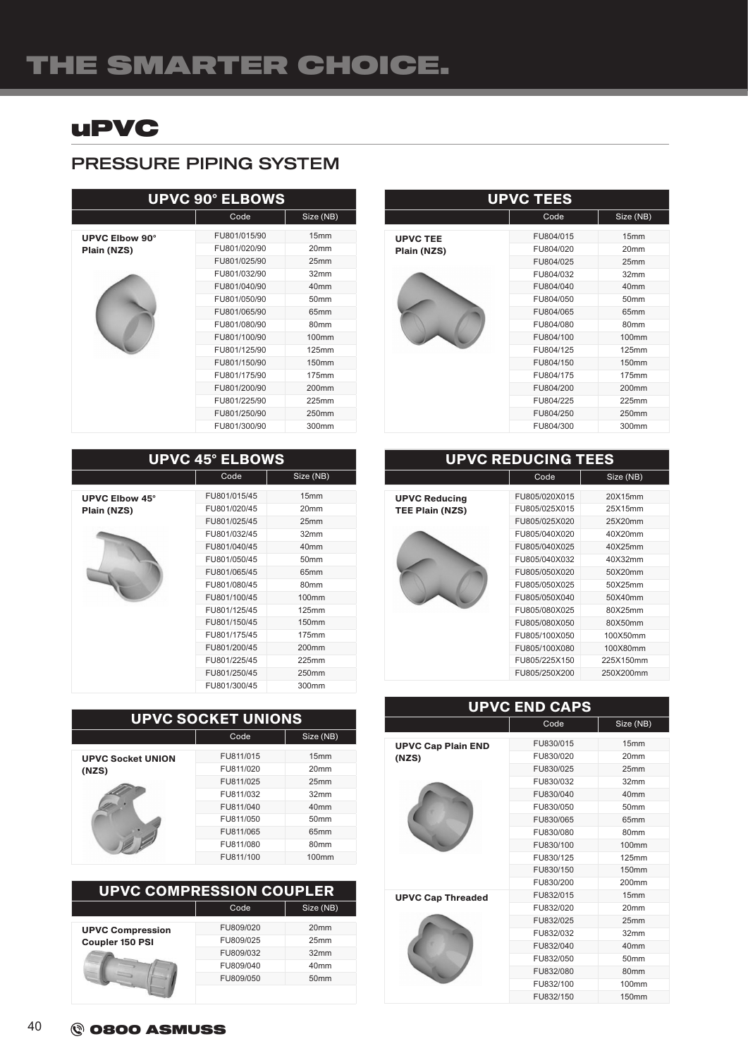# THE SMARTER CHOICE.

## uPVC

### PRESSURE PIPING SYSTEM

#### UPVC 90° ELBOWS

| | Code | Size (NB) |
|---|---|---|
| **UPVC Elbow 90° Plain (NZS)** | FU801/015/90 | 15mm |
| | FU801/020/90 | 20mm |
| | FU801/025/90 | 25mm |
| | FU801/032/90 | 32mm |
| | FU801/040/90 | 40mm |
| | FU801/050/90 | 50mm |
| | FU801/065/90 | 65mm |
| | FU801/080/90 | 80mm |
| | FU801/100/90 | 100mm |
| | FU801/125/90 | 125mm |
| | FU801/150/90 | 150mm |
| | FU801/175/90 | 175mm |
| | FU801/200/90 | 200mm |
| | FU801/225/90 | 225mm |
| | FU801/250/90 | 250mm |
| | FU801/300/90 | 300mm |

#### UPVC 45° ELBOWS

| | Code | Size (NB) |
|---|---|---|
| **UPVC Elbow 45° Plain (NZS)** | FU801/015/45 | 15mm |
| | FU801/020/45 | 20mm |
| | FU801/025/45 | 25mm |
| | FU801/032/45 | 32mm |
| | FU801/040/45 | 40mm |
| | FU801/050/45 | 50mm |
| | FU801/065/45 | 65mm |
| | FU801/080/45 | 80mm |
| | FU801/100/45 | 100mm |
| | FU801/125/45 | 125mm |
| | FU801/150/45 | 150mm |
| | FU801/175/45 | 175mm |
| | FU801/200/45 | 200mm |
| | FU801/225/45 | 225mm |
| | FU801/250/45 | 250mm |
| | FU801/300/45 | 300mm |

#### UPVC SOCKET UNIONS

| | Code | Size (NB) |
|---|---|---|
| **UPVC Socket UNION (NZS)** | FU811/015 | 15mm |
| | FU811/020 | 20mm |
| | FU811/025 | 25mm |
| | FU811/032 | 32mm |
| | FU811/040 | 40mm |
| | FU811/050 | 50mm |
| | FU811/065 | 65mm |
| | FU811/080 | 80mm |
| | FU811/100 | 100mm |

#### UPVC COMPRESSION COUPLER

| | Code | Size (NB) |
|---|---|---|
| **UPVC Compression Coupler 150 PSI** | FU809/020 | 20mm |
| | FU809/025 | 25mm |
| | FU809/032 | 32mm |
| | FU809/040 | 40mm |
| | FU809/050 | 50mm |

#### UPVC TEES

| | Code | Size (NB) |
|---|---|---|
| **UPVC TEE Plain (NZS)** | FU804/015 | 15mm |
| | FU804/020 | 20mm |
| | FU804/025 | 25mm |
| | FU804/032 | 32mm |
| | FU804/040 | 40mm |
| | FU804/050 | 50mm |
| | FU804/065 | 65mm |
| | FU804/080 | 80mm |
| | FU804/100 | 100mm |
| | FU804/125 | 125mm |
| | FU804/150 | 150mm |
| | FU804/175 | 175mm |
| | FU804/200 | 200mm |
| | FU804/225 | 225mm |
| | FU804/250 | 250mm |
| | FU804/300 | 300mm |

#### UPVC REDUCING TEES

| | Code | Size (NB) |
|---|---|---|
| **UPVC Reducing TEE Plain (NZS)** | FU805/020X015 | 20X15mm |
| | FU805/025X015 | 25X15mm |
| | FU805/025X020 | 25X20mm |
| | FU805/040X020 | 40X20mm |
| | FU805/040X025 | 40X25mm |
| | FU805/040X032 | 40X32mm |
| | FU805/050X020 | 50X20mm |
| | FU805/050X025 | 50X25mm |
| | FU805/050X040 | 50X40mm |
| | FU805/080X025 | 80X25mm |
| | FU805/080X050 | 80X50mm |
| | FU805/100X050 | 100X50mm |
| | FU805/100X080 | 100X80mm |
| | FU805/225X150 | 225X150mm |
| | FU805/250X200 | 250X200mm |

#### UPVC END CAPS

| | Code | Size (NB) |
|---|---|---|
| **UPVC Cap Plain END (NZS)** | FU830/015 | 15mm |
| | FU830/020 | 20mm |
| | FU830/025 | 25mm |
| | FU830/032 | 32mm |
| | FU830/040 | 40mm |
| | FU830/050 | 50mm |
| | FU830/065 | 65mm |
| | FU830/080 | 80mm |
| | FU830/100 | 100mm |
| | FU830/125 | 125mm |
| | FU830/150 | 150mm |
| | FU830/200 | 200mm |
| **UPVC Cap Threaded** | FU832/015 | 15mm |
| | FU832/020 | 20mm |
| | FU832/025 | 25mm |
| | FU832/032 | 32mm |
| | FU832/040 | 40mm |
| | FU832/050 | 50mm |
| | FU832/080 | 80mm |
| | FU832/100 | 100mm |
| | FU832/150 | 150mm |

0800 ASMUSS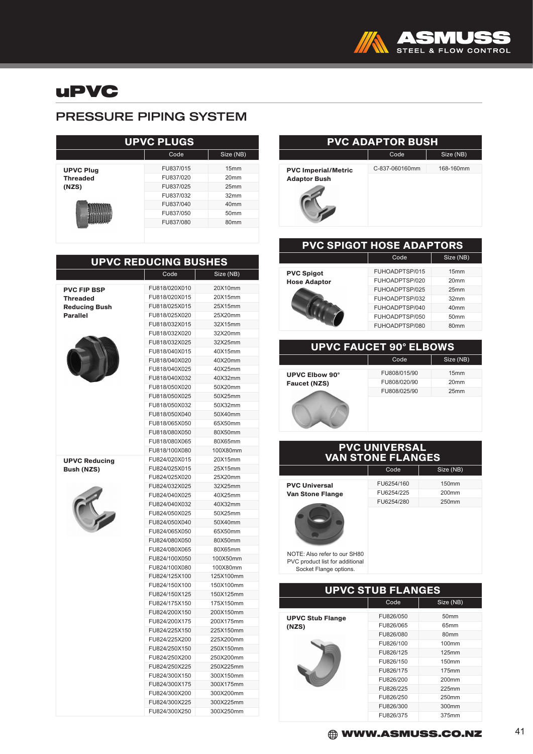# uPVC

## PRESSURE PIPING SYSTEM

### UPVC PLUGS

| | Code | Size (NB) |
|---|---|---|
| **UPVC Plug Threaded (NZS)** | FU837/015 | 15mm |
| | FU837/020 | 20mm |
| | FU837/025 | 25mm |
| | FU837/032 | 32mm |
| | FU837/040 | 40mm |
| | FU837/050 | 50mm |
| | FU837/080 | 80mm |

### UPVC REDUCING BUSHES

| | Code | Size (NB) |
|---|---|---|
| **PVC FIP BSP Threaded Reducing Bush Parallel** | FU818/020X010 | 20X10mm |
| | FU818/020X015 | 20X15mm |
| | FU818/025X015 | 25X15mm |
| | FU818/025X020 | 25X20mm |
| | FU818/032X015 | 32X15mm |
| | FU818/032X020 | 32X20mm |
| | FU818/032X025 | 32X25mm |
| | FU818/040X015 | 40X15mm |
| | FU818/040X020 | 40X20mm |
| | FU818/040X025 | 40X25mm |
| | FU818/040X032 | 40X32mm |
| | FU818/050X020 | 50X20mm |
| | FU818/050X025 | 50X25mm |
| | FU818/050X032 | 50X32mm |
| | FU818/050X040 | 50X40mm |
| | FU818/065X050 | 65X50mm |
| | FU818/080X050 | 80X50mm |
| | FU818/080X065 | 80X65mm |
| | FU818/100X080 | 100X80mm |
| **UPVC Reducing Bush (NZS)** | FU824/020X015 | 20X15mm |
| | FU824/025X015 | 25X15mm |
| | FU824/025X020 | 25X20mm |
| | FU824/032X025 | 32X25mm |
| | FU824/040X025 | 40X25mm |
| | FU824/040X032 | 40X32mm |
| | FU824/050X025 | 50X25mm |
| | FU824/050X040 | 50X40mm |
| | FU824/065X050 | 65X50mm |
| | FU824/080X050 | 80X50mm |
| | FU824/080X065 | 80X65mm |
| | FU824/100X050 | 100X50mm |
| | FU824/100X080 | 100X80mm |
| | FU824/125X100 | 125X100mm |
| | FU824/150X100 | 150X100mm |
| | FU824/150X125 | 150X125mm |
| | FU824/175X150 | 175X150mm |
| | FU824/200X150 | 200X150mm |
| | FU824/200X175 | 200X175mm |
| | FU824/225X150 | 225X150mm |
| | FU824/225X200 | 225X200mm |
| | FU824/250X150 | 250X150mm |
| | FU824/250X200 | 250X200mm |
| | FU824/250X225 | 250X225mm |
| | FU824/300X150 | 300X150mm |
| | FU824/300X175 | 300X175mm |
| | FU824/300X200 | 300X200mm |
| | FU824/300X225 | 300X225mm |
| | FU824/300X250 | 300X250mm |

### PVC ADAPTOR BUSH

| | Code | Size (NB) |
|---|---|---|
| **PVC Imperial/Metric Adaptor Bush** | C-837-060160mm | 168-160mm |

### PVC SPIGOT HOSE ADAPTORS

| | Code | Size (NB) |
|---|---|---|
| **PVC Spigot Hose Adaptor** | FUHOADPTSP/015 | 15mm |
| | FUHOADPTSP/020 | 20mm |
| | FUHOADPTSP/025 | 25mm |
| | FUHOADPTSP/032 | 32mm |
| | FUHOADPTSP/040 | 40mm |
| | FUHOADPTSP/050 | 50mm |
| | FUHOADPTSP/080 | 80mm |

### UPVC FAUCET 90° ELBOWS

| | Code | Size (NB) |
|---|---|---|
| **UPVC Elbow 90° Faucet (NZS)** | FU808/015/90 | 15mm |
| | FU808/020/90 | 20mm |
| | FU808/025/90 | 25mm |

### PVC UNIVERSAL VAN STONE FLANGES

| | Code | Size (NB) |
|---|---|---|
| **PVC Universal Van Stone Flange** | FU6254/160 | 150mm |
| | FU6254/225 | 200mm |
| | FU6254/280 | 250mm |

NOTE: Also refer to our SH80 PVC product list for additional Socket Flange options.

### UPVC STUB FLANGES

| | Code | Size (NB) |
|---|---|---|
| **UPVC Stub Flange (NZS)** | FU826/050 | 50mm |
| | FU826/065 | 65mm |
| | FU826/080 | 80mm |
| | FU826/100 | 100mm |
| | FU826/125 | 125mm |
| | FU826/150 | 150mm |
| | FU826/175 | 175mm |
| | FU826/200 | 200mm |
| | FU826/225 | 225mm |
| | FU826/250 | 250mm |
| | FU826/300 | 300mm |
| | FU826/375 | 375mm |

WWW.ASMUSS.CO.NZ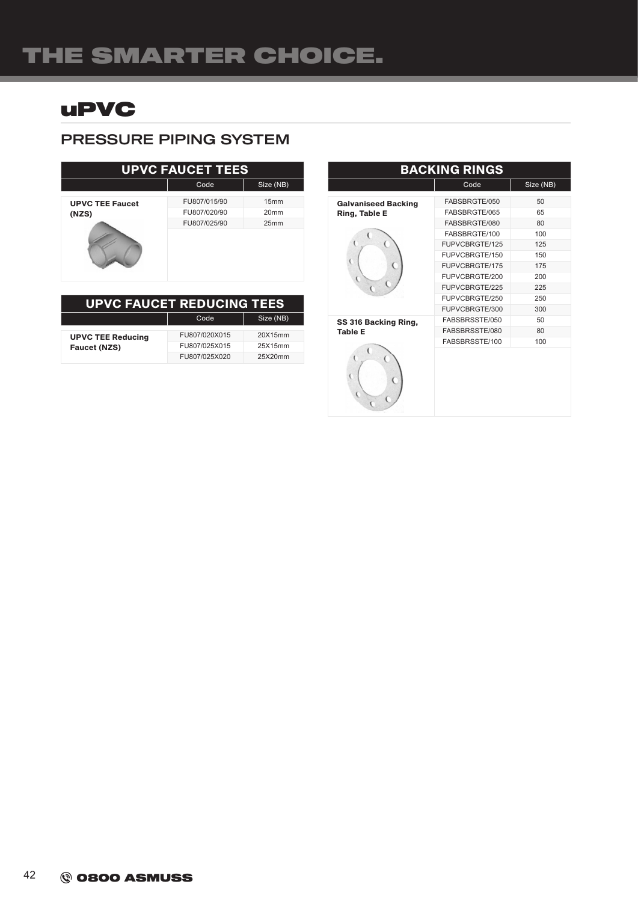# THE SMARTER CHOICE.

## uPVC

### PRESSURE PIPING SYSTEM

**UPVC FAUCET TEES**

| | Code | Size (NB) |
|---|---|---|
| **UPVC TEE Faucet (NZS)** | FU807/015/90 | 15mm |
| | FU807/020/90 | 20mm |
| | FU807/025/90 | 25mm |

**UPVC FAUCET REDUCING TEES**

| | Code | Size (NB) |
|---|---|---|
| **UPVC TEE Reducing Faucet (NZS)** | FU807/020X015 | 20X15mm |
| | FU807/025X015 | 25X15mm |
| | FU807/025X020 | 25X20mm |

**BACKING RINGS**

| | Code | Size (NB) |
|---|---|---|
| **Galvaniseed Backing Ring, Table E** | FABSBRGTE/050 | 50 |
| | FABSBRGTE/065 | 65 |
| | FABSBRGTE/080 | 80 |
| | FABSBRGTE/100 | 100 |
| | FUPVCBRGTE/125 | 125 |
| | FUPVCBRGTE/150 | 150 |
| | FUPVCBRGTE/175 | 175 |
| | FUPVCBRGTE/200 | 200 |
| | FUPVCBRGTE/225 | 225 |
| | FUPVCBRGTE/250 | 250 |
| | FUPVCBRGTE/300 | 300 |
| **SS 316 Backing Ring, Table E** | FABSBRSSTE/050 | 50 |
| | FABSBRSSTE/080 | 80 |
| | FABSBRSSTE/100 | 100 |

0800 ASMUSS